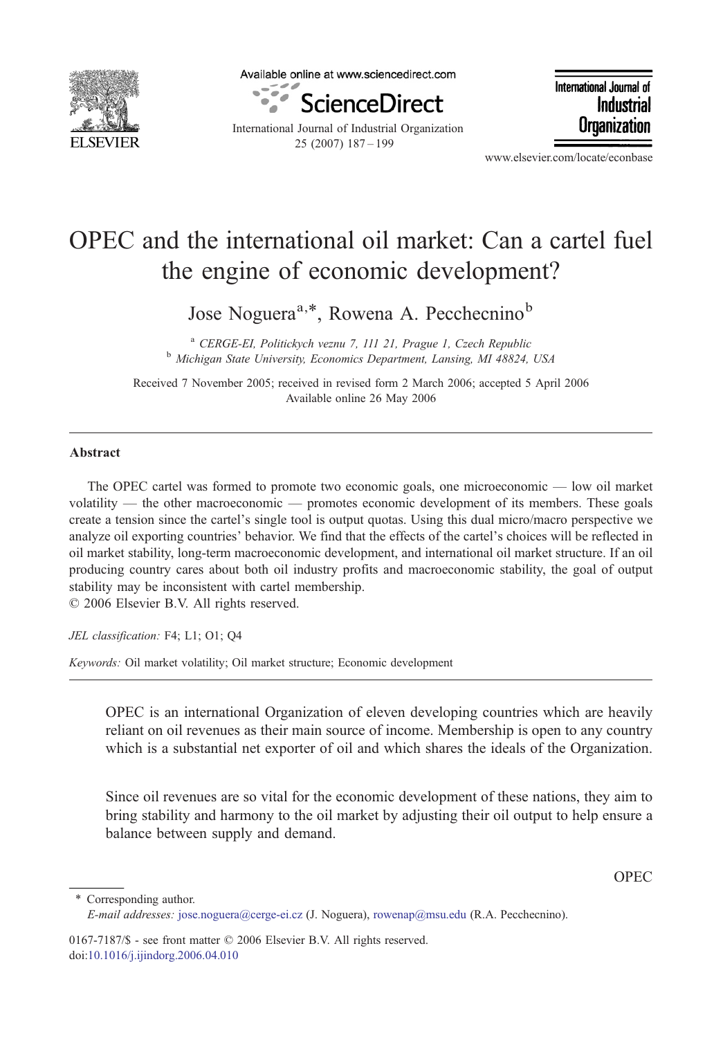# OPEC and the international oil market: Can a cartel fuel the engine of economic development?

Jose Noguera[a,*], Rowena A. Pecchecnino[b]

[a] CERGE-EI, Politickych veznu 7, 111 21, Prague 1, Czech Republic
[b] Michigan State University, Economics Department, Lansing, MI 48824, USA

Received 7 November 2005; received in revised form 2 March 2006; accepted 5 April 2006
Available online 26 May 2006

## Abstract

The OPEC cartel was formed to promote two economic goals, one microeconomic — low oil market volatility — the other macroeconomic — promotes economic development of its members. These goals create a tension since the cartel's single tool is output quotas. Using this dual micro/macro perspective we analyze oil exporting countries' behavior. We find that the effects of the cartel's choices will be reflected in oil market stability, long-term macroeconomic development, and international oil market structure. If an oil producing country cares about both oil industry profits and macroeconomic stability, the goal of output stability may be inconsistent with cartel membership.
© 2006 Elsevier B.V. All rights reserved.

*JEL classification:* F4; L1; O1; Q4

*Keywords:* Oil market volatility; Oil market structure; Economic development

> OPEC is an international Organization of eleven developing countries which are heavily reliant on oil revenues as their main source of income. Membership is open to any country which is a substantial net exporter of oil and which shares the ideals of the Organization.
>
> Since oil revenues are so vital for the economic development of these nations, they aim to bring stability and harmony to the oil market by adjusting their oil output to help ensure a balance between supply and demand.
>
> OPEC

\* Corresponding author.
*E-mail addresses:* jose.noguera@cerge-ei.cz (J. Noguera), rowenap@msu.edu (R.A. Pecchecnino).

0167-7187/$ - see front matter © 2006 Elsevier B.V. All rights reserved.
doi:10.1016/j.ijindorg.2006.04.010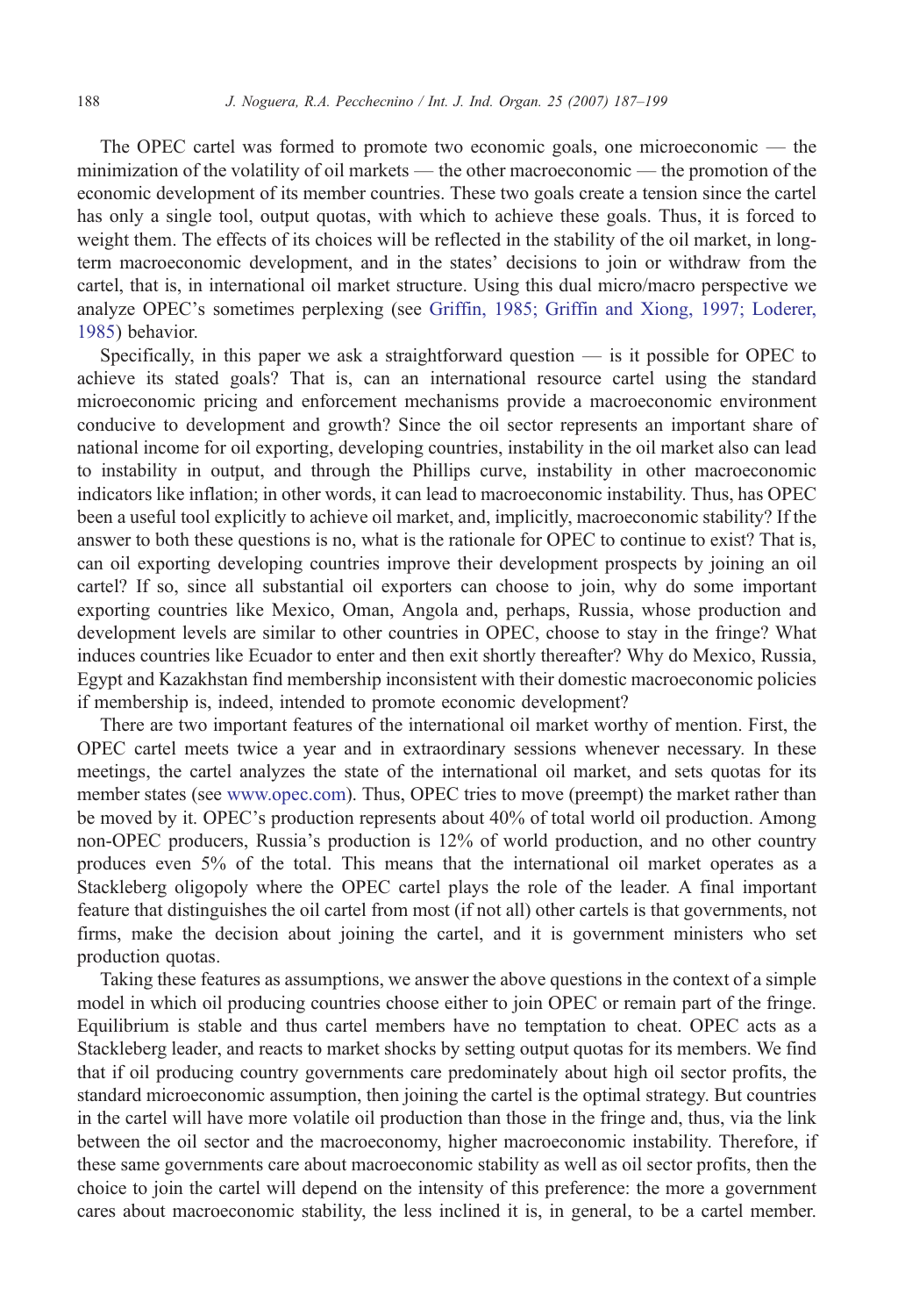The OPEC cartel was formed to promote two economic goals, one microeconomic — the minimization of the volatility of oil markets — the other macroeconomic — the promotion of the economic development of its member countries. These two goals create a tension since the cartel has only a single tool, output quotas, with which to achieve these goals. Thus, it is forced to weight them. The effects of its choices will be reflected in the stability of the oil market, in long-term macroeconomic development, and in the states' decisions to join or withdraw from the cartel, that is, in international oil market structure. Using this dual micro/macro perspective we analyze OPEC's sometimes perplexing (see Griffin, 1985; Griffin and Xiong, 1997; Loderer, 1985) behavior.

Specifically, in this paper we ask a straightforward question — is it possible for OPEC to achieve its stated goals? That is, can an international resource cartel using the standard microeconomic pricing and enforcement mechanisms provide a macroeconomic environment conducive to development and growth? Since the oil sector represents an important share of national income for oil exporting, developing countries, instability in the oil market also can lead to instability in output, and through the Phillips curve, instability in other macroeconomic indicators like inflation; in other words, it can lead to macroeconomic instability. Thus, has OPEC been a useful tool explicitly to achieve oil market, and, implicitly, macroeconomic stability? If the answer to both these questions is no, what is the rationale for OPEC to continue to exist? That is, can oil exporting developing countries improve their development prospects by joining an oil cartel? If so, since all substantial oil exporters can choose to join, why do some important exporting countries like Mexico, Oman, Angola and, perhaps, Russia, whose production and development levels are similar to other countries in OPEC, choose to stay in the fringe? What induces countries like Ecuador to enter and then exit shortly thereafter? Why do Mexico, Russia, Egypt and Kazakhstan find membership inconsistent with their domestic macroeconomic policies if membership is, indeed, intended to promote economic development?

There are two important features of the international oil market worthy of mention. First, the OPEC cartel meets twice a year and in extraordinary sessions whenever necessary. In these meetings, the cartel analyzes the state of the international oil market, and sets quotas for its member states (see www.opec.com). Thus, OPEC tries to move (preempt) the market rather than be moved by it. OPEC's production represents about 40% of total world oil production. Among non-OPEC producers, Russia's production is 12% of world production, and no other country produces even 5% of the total. This means that the international oil market operates as a Stackleberg oligopoly where the OPEC cartel plays the role of the leader. A final important feature that distinguishes the oil cartel from most (if not all) other cartels is that governments, not firms, make the decision about joining the cartel, and it is government ministers who set production quotas.

Taking these features as assumptions, we answer the above questions in the context of a simple model in which oil producing countries choose either to join OPEC or remain part of the fringe. Equilibrium is stable and thus cartel members have no temptation to cheat. OPEC acts as a Stackleberg leader, and reacts to market shocks by setting output quotas for its members. We find that if oil producing country governments care predominately about high oil sector profits, the standard microeconomic assumption, then joining the cartel is the optimal strategy. But countries in the cartel will have more volatile oil production than those in the fringe and, thus, via the link between the oil sector and the macroeconomy, higher macroeconomic instability. Therefore, if these same governments care about macroeconomic stability as well as oil sector profits, then the choice to join the cartel will depend on the intensity of this preference: the more a government cares about macroeconomic stability, the less inclined it is, in general, to be a cartel member.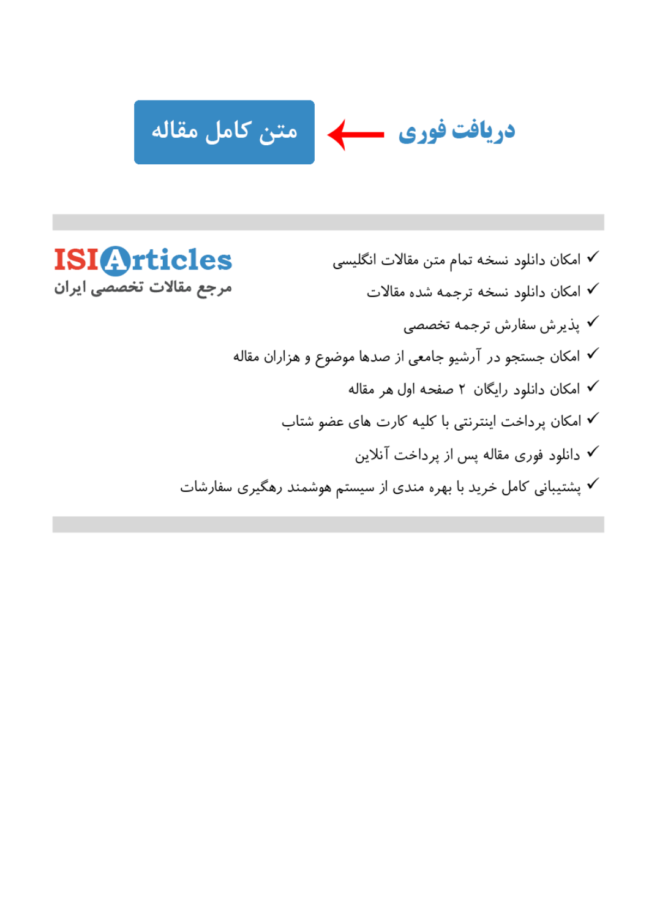دریافت فوری ← متن کامل مقاله

**ISIArticles**

مرجع مقالات تخصصی ایران

- ✓ امکان دانلود نسخه تمام متن مقالات انگلیسی
- ✓ امکان دانلود نسخه ترجمه شده مقالات
- ✓ پذیرش سفارش ترجمه تخصصی
- ✓ امکان جستجو در آرشیو جامعی از صدها موضوع و هزاران مقاله
- ✓ امکان دانلود رایگان ۲ صفحه اول هر مقاله
- ✓ امکان پرداخت اینترنتی با کلیه کارت های عضو شتاب
- ✓ دانلود فوری مقاله پس از پرداخت آنلاین
- ✓ پشتیبانی کامل خرید با بهره مندی از سیستم هوشمند رهگیری سفارشات